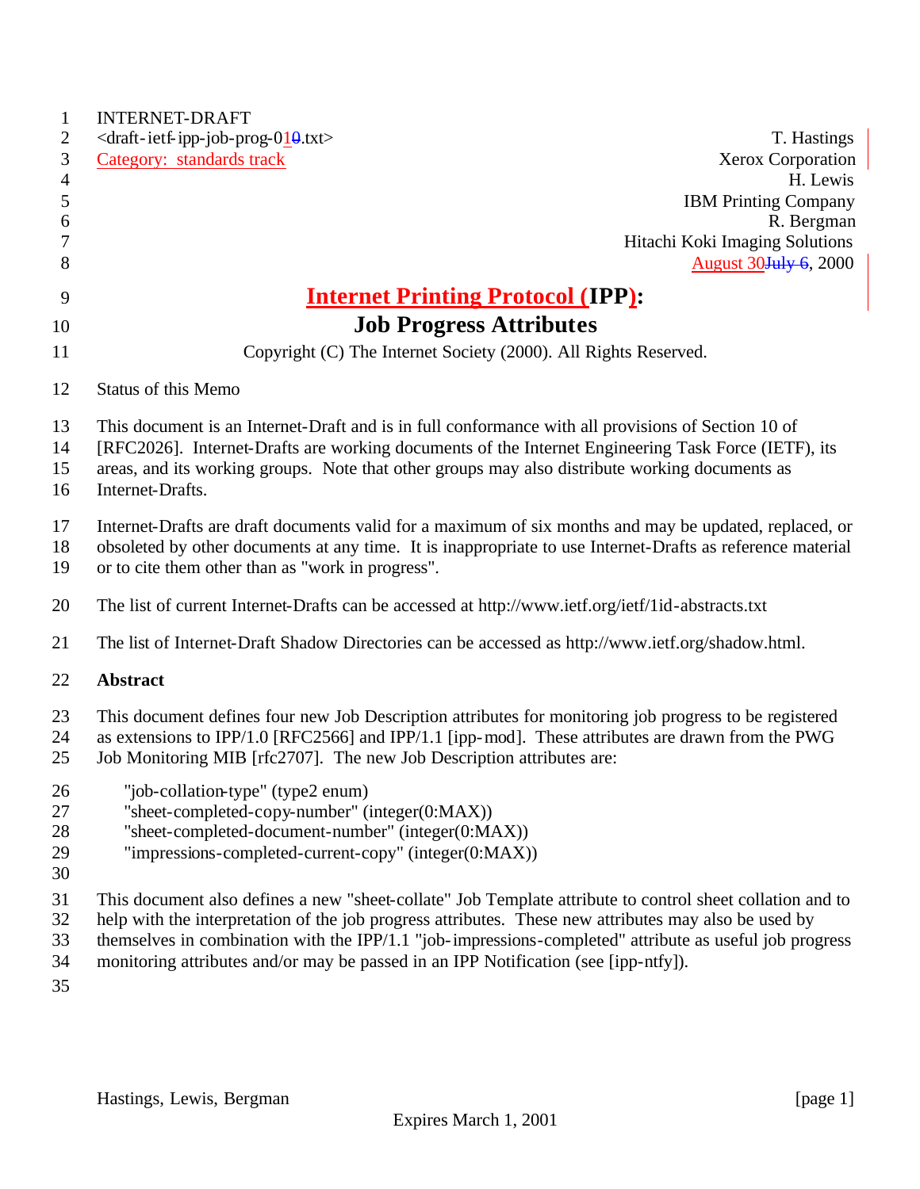INTERNET-DRAFT

<draft-ietf-ipp-job-prog-010.txt>

Category: standards track

T. Hastings
Xerox Corporation
H. Lewis
IBM Printing Company
R. Bergman
Hitachi Koki Imaging Solutions
August 30July 6, 2000

# Internet Printing Protocol (IPP): Job Progress Attributes

Copyright (C) The Internet Society (2000). All Rights Reserved.

Status of this Memo

This document is an Internet-Draft and is in full conformance with all provisions of Section 10 of [RFC2026]. Internet-Drafts are working documents of the Internet Engineering Task Force (IETF), its areas, and its working groups. Note that other groups may also distribute working documents as Internet-Drafts.

Internet-Drafts are draft documents valid for a maximum of six months and may be updated, replaced, or obsoleted by other documents at any time. It is inappropriate to use Internet-Drafts as reference material or to cite them other than as "work in progress".

The list of current Internet-Drafts can be accessed at http://www.ietf.org/ietf/1id-abstracts.txt

The list of Internet-Draft Shadow Directories can be accessed as http://www.ietf.org/shadow.html.

**Abstract**

This document defines four new Job Description attributes for monitoring job progress to be registered as extensions to IPP/1.0 [RFC2566] and IPP/1.1 [ipp-mod]. These attributes are drawn from the PWG Job Monitoring MIB [rfc2707]. The new Job Description attributes are:

"job-collation-type" (type2 enum)
"sheet-completed-copy-number" (integer(0:MAX))
"sheet-completed-document-number" (integer(0:MAX))
"impressions-completed-current-copy" (integer(0:MAX))

This document also defines a new "sheet-collate" Job Template attribute to control sheet collation and to help with the interpretation of the job progress attributes. These new attributes may also be used by themselves in combination with the IPP/1.1 "job-impressions-completed" attribute as useful job progress monitoring attributes and/or may be passed in an IPP Notification (see [ipp-ntfy]).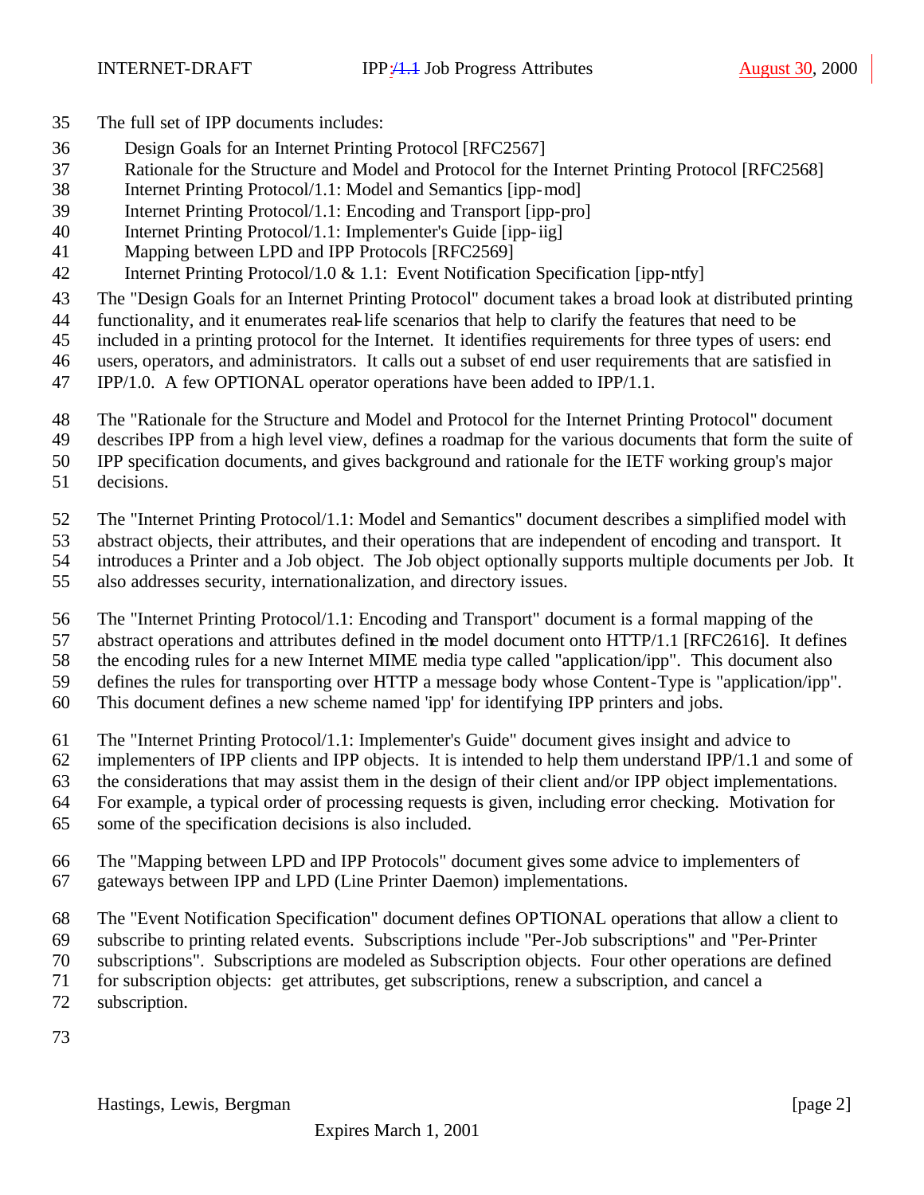The full set of IPP documents includes:

Design Goals for an Internet Printing Protocol [RFC2567]
Rationale for the Structure and Model and Protocol for the Internet Printing Protocol [RFC2568]
Internet Printing Protocol/1.1: Model and Semantics [ipp-mod]
Internet Printing Protocol/1.1: Encoding and Transport [ipp-pro]
Internet Printing Protocol/1.1: Implementer's Guide [ipp-iig]
Mapping between LPD and IPP Protocols [RFC2569]
Internet Printing Protocol/1.0 & 1.1: Event Notification Specification [ipp-ntfy]

The "Design Goals for an Internet Printing Protocol" document takes a broad look at distributed printing functionality, and it enumerates real-life scenarios that help to clarify the features that need to be included in a printing protocol for the Internet. It identifies requirements for three types of users: end users, operators, and administrators. It calls out a subset of end user requirements that are satisfied in IPP/1.0. A few OPTIONAL operator operations have been added to IPP/1.1.

The "Rationale for the Structure and Model and Protocol for the Internet Printing Protocol" document describes IPP from a high level view, defines a roadmap for the various documents that form the suite of IPP specification documents, and gives background and rationale for the IETF working group's major decisions.

The "Internet Printing Protocol/1.1: Model and Semantics" document describes a simplified model with abstract objects, their attributes, and their operations that are independent of encoding and transport. It introduces a Printer and a Job object. The Job object optionally supports multiple documents per Job. It also addresses security, internationalization, and directory issues.

The "Internet Printing Protocol/1.1: Encoding and Transport" document is a formal mapping of the abstract operations and attributes defined in the model document onto HTTP/1.1 [RFC2616]. It defines the encoding rules for a new Internet MIME media type called "application/ipp". This document also defines the rules for transporting over HTTP a message body whose Content-Type is "application/ipp". This document defines a new scheme named 'ipp' for identifying IPP printers and jobs.

The "Internet Printing Protocol/1.1: Implementer's Guide" document gives insight and advice to implementers of IPP clients and IPP objects. It is intended to help them understand IPP/1.1 and some of the considerations that may assist them in the design of their client and/or IPP object implementations. For example, a typical order of processing requests is given, including error checking. Motivation for some of the specification decisions is also included.

The "Mapping between LPD and IPP Protocols" document gives some advice to implementers of gateways between IPP and LPD (Line Printer Daemon) implementations.

The "Event Notification Specification" document defines OPTIONAL operations that allow a client to subscribe to printing related events. Subscriptions include "Per-Job subscriptions" and "Per-Printer subscriptions". Subscriptions are modeled as Subscription objects. Four other operations are defined for subscription objects: get attributes, get subscriptions, renew a subscription, and cancel a subscription.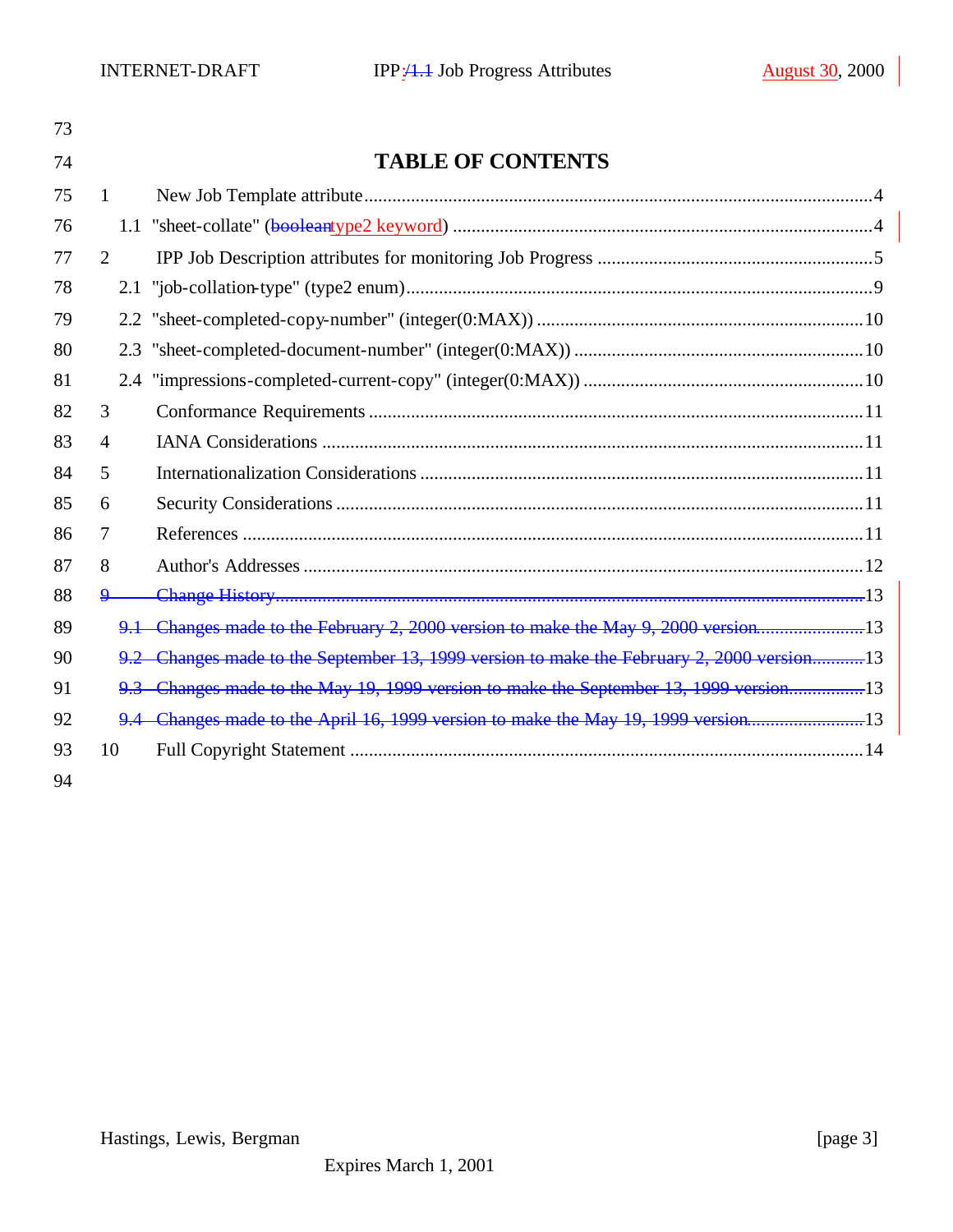# TABLE OF CONTENTS

1 New Job Template attribute ....................................................................................................4

1.1 "sheet-collate" (~~boolean~~type2 keyword) ......................................................................................4

2 IPP Job Description attributes for monitoring Job Progress ..........................................................5

2.1 "job-collation-type" (type2 enum)...................................................................................................9

2.2 "sheet-completed-copy-number" (integer(0:MAX)) .....................................................................10

2.3 "sheet-completed-document-number" (integer(0:MAX)) .............................................................10

2.4 "impressions-completed-current-copy" (integer(0:MAX)) ...........................................................10

3 Conformance Requirements .........................................................................................................11

4 IANA Considerations ...................................................................................................................11

5 Internationalization Considerations .............................................................................................11

6 Security Considerations ...............................................................................................................11

7 References ....................................................................................................................................11

8 Author's Addresses ......................................................................................................................12

~~9 Change History.............................................................................................................................13~~

~~9.1 Changes made to the February 2, 2000 version to make the May 9, 2000 version........................13~~

~~9.2 Changes made to the September 13, 1999 version to make the February 2, 2000 version...........13~~

~~9.3 Changes made to the May 19, 1999 version to make the September 13, 1999 version................13~~

~~9.4 Changes made to the April 16, 1999 version to make the May 19, 1999 version.........................13~~

10 Full Copyright Statement .............................................................................................................14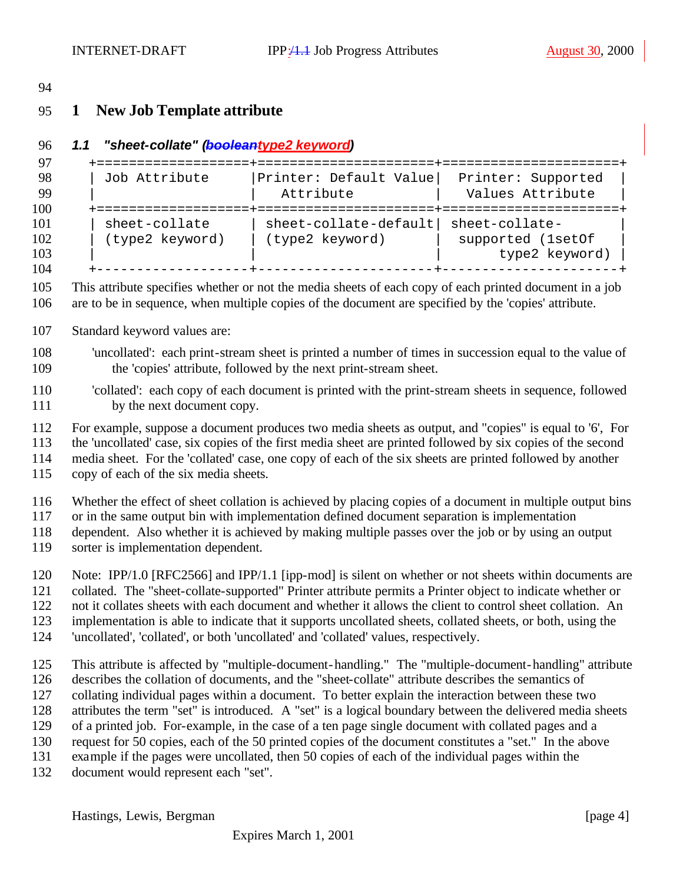# 1 New Job Template attribute

### 1.1 "sheet-collate" (~~boolean~~type2 keyword)

| Job Attribute | Printer: Default Value Attribute | Printer: Supported Values Attribute |
|---|---|---|
| sheet-collate (type2 keyword) | sheet-collate-default (type2 keyword) | sheet-collate-supported (1setOf type2 keyword) |

This attribute specifies whether or not the media sheets of each copy of each printed document in a job are to be in sequence, when multiple copies of the document are specified by the 'copies' attribute.

Standard keyword values are:

- 'uncollated': each print-stream sheet is printed a number of times in succession equal to the value of the 'copies' attribute, followed by the next print-stream sheet.
- 'collated': each copy of each document is printed with the print-stream sheets in sequence, followed by the next document copy.

For example, suppose a document produces two media sheets as output, and "copies" is equal to '6', For the 'uncollated' case, six copies of the first media sheet are printed followed by six copies of the second media sheet. For the 'collated' case, one copy of each of the six sheets are printed followed by another copy of each of the six media sheets.

Whether the effect of sheet collation is achieved by placing copies of a document in multiple output bins or in the same output bin with implementation defined document separation is implementation dependent. Also whether it is achieved by making multiple passes over the job or by using an output sorter is implementation dependent.

Note: IPP/1.0 [RFC2566] and IPP/1.1 [ipp-mod] is silent on whether or not sheets within documents are collated. The "sheet-collate-supported" Printer attribute permits a Printer object to indicate whether or not it collates sheets with each document and whether it allows the client to control sheet collation. An implementation is able to indicate that it supports uncollated sheets, collated sheets, or both, using the 'uncollated', 'collated', or both 'uncollated' and 'collated' values, respectively.

This attribute is affected by "multiple-document-handling." The "multiple-document-handling" attribute describes the collation of documents, and the "sheet-collate" attribute describes the semantics of collating individual pages within a document. To better explain the interaction between these two attributes the term "set" is introduced. A "set" is a logical boundary between the delivered media sheets of a printed job. For-example, in the case of a ten page single document with collated pages and a request for 50 copies, each of the 50 printed copies of the document constitutes a "set." In the above example if the pages were uncollated, then 50 copies of each of the individual pages within the document would represent each "set".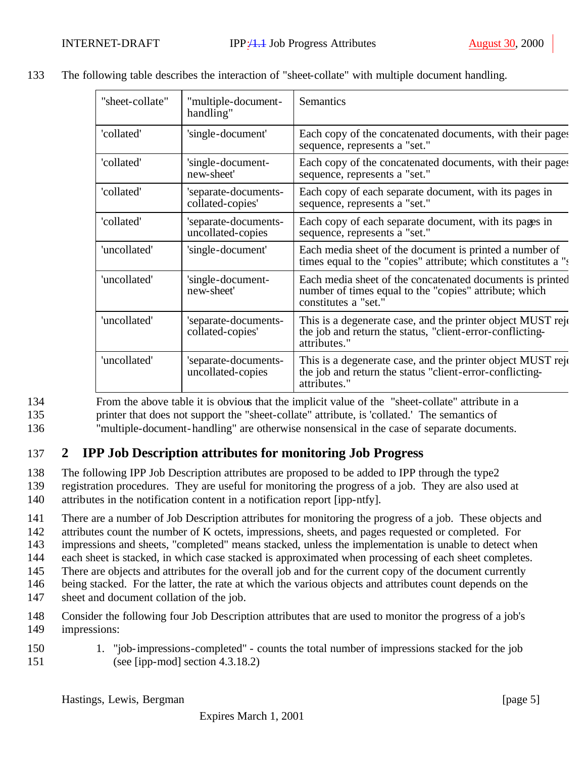The following table describes the interaction of "sheet-collate" with multiple document handling.

| "sheet-collate" | "multiple-document-handling" | Semantics |
|---|---|---|
| 'collated' | 'single-document' | Each copy of the concatenated documents, with their pages sequence, represents a "set." |
| 'collated' | 'single-document-new-sheet' | Each copy of the concatenated documents, with their pages sequence, represents a "set." |
| 'collated' | 'separate-documents-collated-copies' | Each copy of each separate document, with its pages in sequence, represents a "set." |
| 'collated' | 'separate-documents-uncollated-copies | Each copy of each separate document, with its pages in sequence, represents a "set." |
| 'uncollated' | 'single-document' | Each media sheet of the document is printed a number of times equal to the "copies" attribute; which constitutes a "s |
| 'uncollated' | 'single-document-new-sheet' | Each media sheet of the concatenated documents is printed number of times equal to the "copies" attribute; which constitutes a "set." |
| 'uncollated' | 'separate-documents-collated-copies' | This is a degenerate case, and the printer object MUST reje the job and return the status, "client-error-conflicting-attributes." |
| 'uncollated' | 'separate-documents-uncollated-copies | This is a degenerate case, and the printer object MUST reje the job and return the status "client-error-conflicting-attributes." |

From the above table it is obvious that the implicit value of the "sheet-collate" attribute in a printer that does not support the "sheet-collate" attribute, is 'collated.' The semantics of "multiple-document-handling" are otherwise nonsensical in the case of separate documents.

## 2 IPP Job Description attributes for monitoring Job Progress

The following IPP Job Description attributes are proposed to be added to IPP through the type2 registration procedures. They are useful for monitoring the progress of a job. They are also used at attributes in the notification content in a notification report [ipp-ntfy].

There are a number of Job Description attributes for monitoring the progress of a job. These objects and attributes count the number of K octets, impressions, sheets, and pages requested or completed. For impressions and sheets, "completed" means stacked, unless the implementation is unable to detect when each sheet is stacked, in which case stacked is approximated when processing of each sheet completes. There are objects and attributes for the overall job and for the current copy of the document currently being stacked. For the latter, the rate at which the various objects and attributes count depends on the sheet and document collation of the job.

Consider the following four Job Description attributes that are used to monitor the progress of a job's impressions:

1. "job-impressions-completed" - counts the total number of impressions stacked for the job (see [ipp-mod] section 4.3.18.2)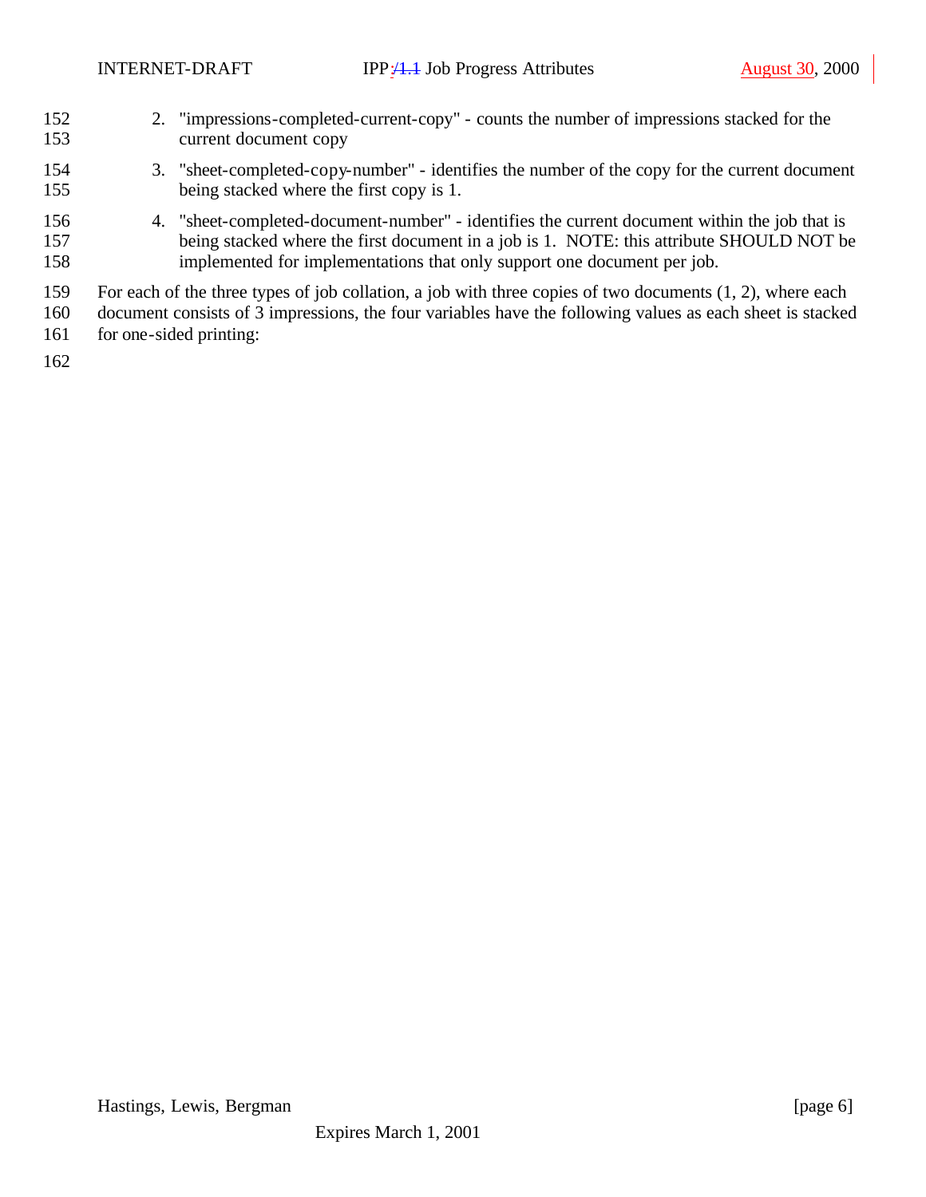2. "impressions-completed-current-copy" - counts the number of impressions stacked for the current document copy

3. "sheet-completed-copy-number" - identifies the number of the copy for the current document being stacked where the first copy is 1.

4. "sheet-completed-document-number" - identifies the current document within the job that is being stacked where the first document in a job is 1. NOTE: this attribute SHOULD NOT be implemented for implementations that only support one document per job.

For each of the three types of job collation, a job with three copies of two documents (1, 2), where each document consists of 3 impressions, the four variables have the following values as each sheet is stacked for one-sided printing: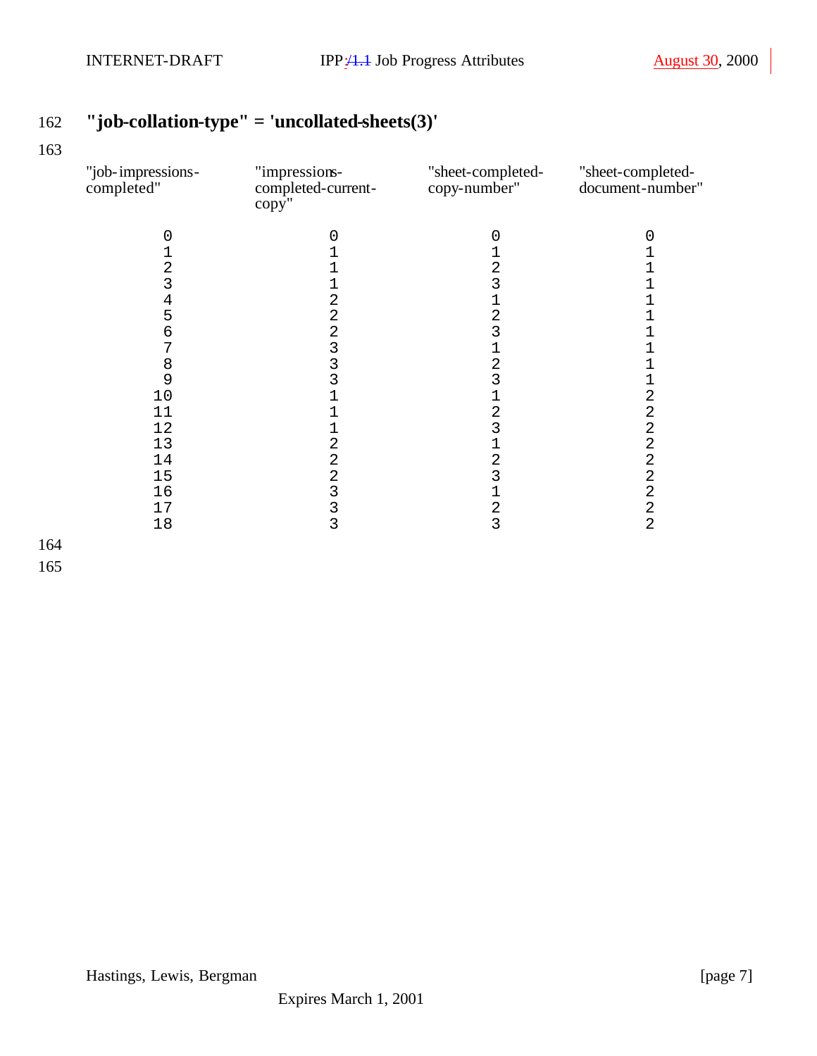## "job-collation-type" = 'uncollated-sheets(3)'

| "job-impressions-completed" | "impressions-completed-current-copy" | "sheet-completed-copy-number" | "sheet-completed-document-number" |
|---|---|---|---|
| 0 | 0 | 0 | 0 |
| 1 | 1 | 1 | 1 |
| 2 | 1 | 2 | 1 |
| 3 | 1 | 3 | 1 |
| 4 | 2 | 1 | 1 |
| 5 | 2 | 2 | 1 |
| 6 | 2 | 3 | 1 |
| 7 | 3 | 1 | 1 |
| 8 | 3 | 2 | 1 |
| 9 | 3 | 3 | 1 |
| 10 | 1 | 1 | 2 |
| 11 | 1 | 2 | 2 |
| 12 | 1 | 3 | 2 |
| 13 | 2 | 1 | 2 |
| 14 | 2 | 2 | 2 |
| 15 | 2 | 3 | 2 |
| 16 | 3 | 1 | 2 |
| 17 | 3 | 2 | 2 |
| 18 | 3 | 3 | 2 |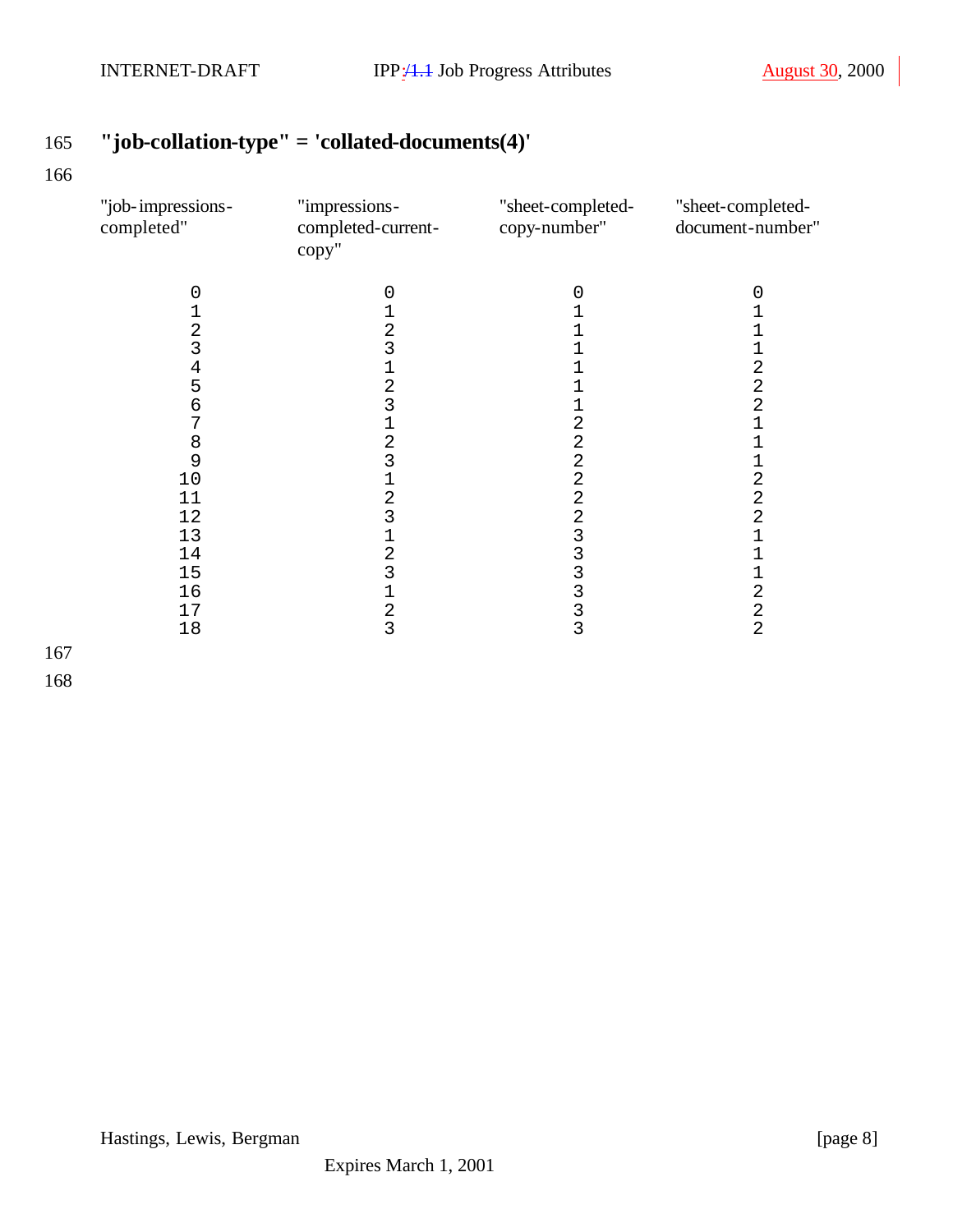## "job-collation-type" = 'collated-documents(4)'

| "job-impressions-completed" | "impressions-completed-current-copy" | "sheet-completed-copy-number" | "sheet-completed-document-number" |
|---|---|---|---|
| 0 | 0 | 0 | 0 |
| 1 | 1 | 1 | 1 |
| 2 | 2 | 1 | 1 |
| 3 | 3 | 1 | 1 |
| 4 | 1 | 1 | 2 |
| 5 | 2 | 1 | 2 |
| 6 | 3 | 1 | 2 |
| 7 | 1 | 2 | 1 |
| 8 | 2 | 2 | 1 |
| 9 | 3 | 2 | 1 |
| 10 | 1 | 2 | 2 |
| 11 | 2 | 2 | 2 |
| 12 | 3 | 2 | 2 |
| 13 | 1 | 3 | 1 |
| 14 | 2 | 3 | 1 |
| 15 | 3 | 3 | 1 |
| 16 | 1 | 3 | 2 |
| 17 | 2 | 3 | 2 |
| 18 | 3 | 3 | 2 |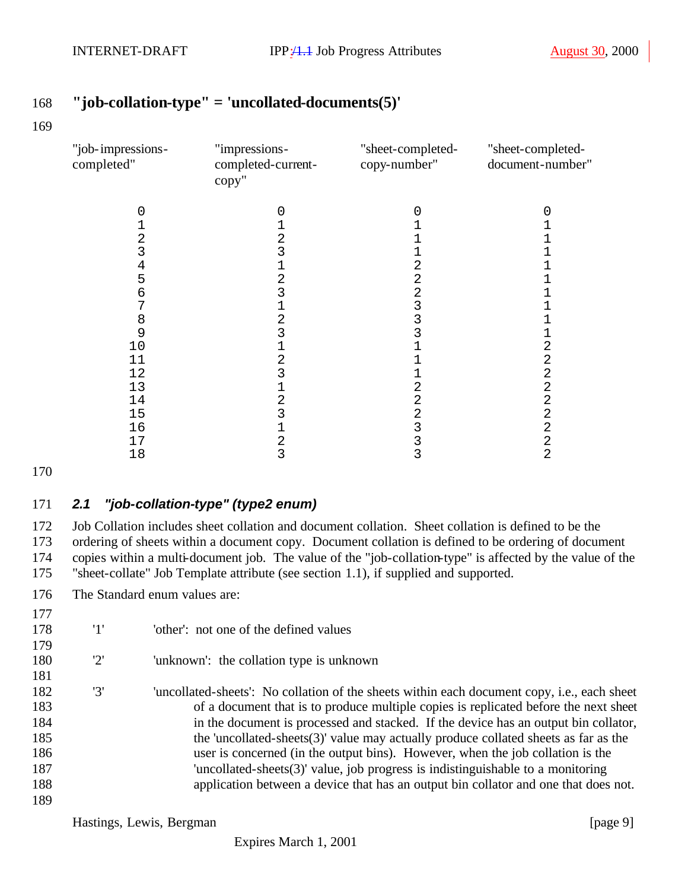**"job-collation-type" = 'uncollated-documents(5)'**

| "job-impressions-completed" | "impressions-completed-current-copy" | "sheet-completed-copy-number" | "sheet-completed-document-number" |
|---|---|---|---|
| 0 | 0 | 0 | 0 |
| 1 | 1 | 1 | 1 |
| 2 | 2 | 1 | 1 |
| 3 | 3 | 1 | 1 |
| 4 | 1 | 2 | 1 |
| 5 | 2 | 2 | 1 |
| 6 | 3 | 2 | 1 |
| 7 | 1 | 3 | 1 |
| 8 | 2 | 3 | 1 |
| 9 | 3 | 3 | 1 |
| 10 | 1 | 1 | 2 |
| 11 | 2 | 1 | 2 |
| 12 | 3 | 1 | 2 |
| 13 | 1 | 2 | 2 |
| 14 | 2 | 2 | 2 |
| 15 | 3 | 2 | 2 |
| 16 | 1 | 3 | 2 |
| 17 | 2 | 3 | 2 |
| 18 | 3 | 3 | 2 |

## *2.1 "job-collation-type" (type2 enum)*

Job Collation includes sheet collation and document collation. Sheet collation is defined to be the ordering of sheets within a document copy. Document collation is defined to be ordering of document copies within a multi-document job. The value of the "job-collation-type" is affected by the value of the "sheet-collate" Job Template attribute (see section 1.1), if supplied and supported.

The Standard enum values are:

'1' 'other': not one of the defined values

'2' 'unknown': the collation type is unknown

'3' 'uncollated-sheets': No collation of the sheets within each document copy, i.e., each sheet of a document that is to produce multiple copies is replicated before the next sheet in the document is processed and stacked. If the device has an output bin collator, the 'uncollated-sheets(3)' value may actually produce collated sheets as far as the user is concerned (in the output bins). However, when the job collation is the 'uncollated-sheets(3)' value, job progress is indistinguishable to a monitoring application between a device that has an output bin collator and one that does not.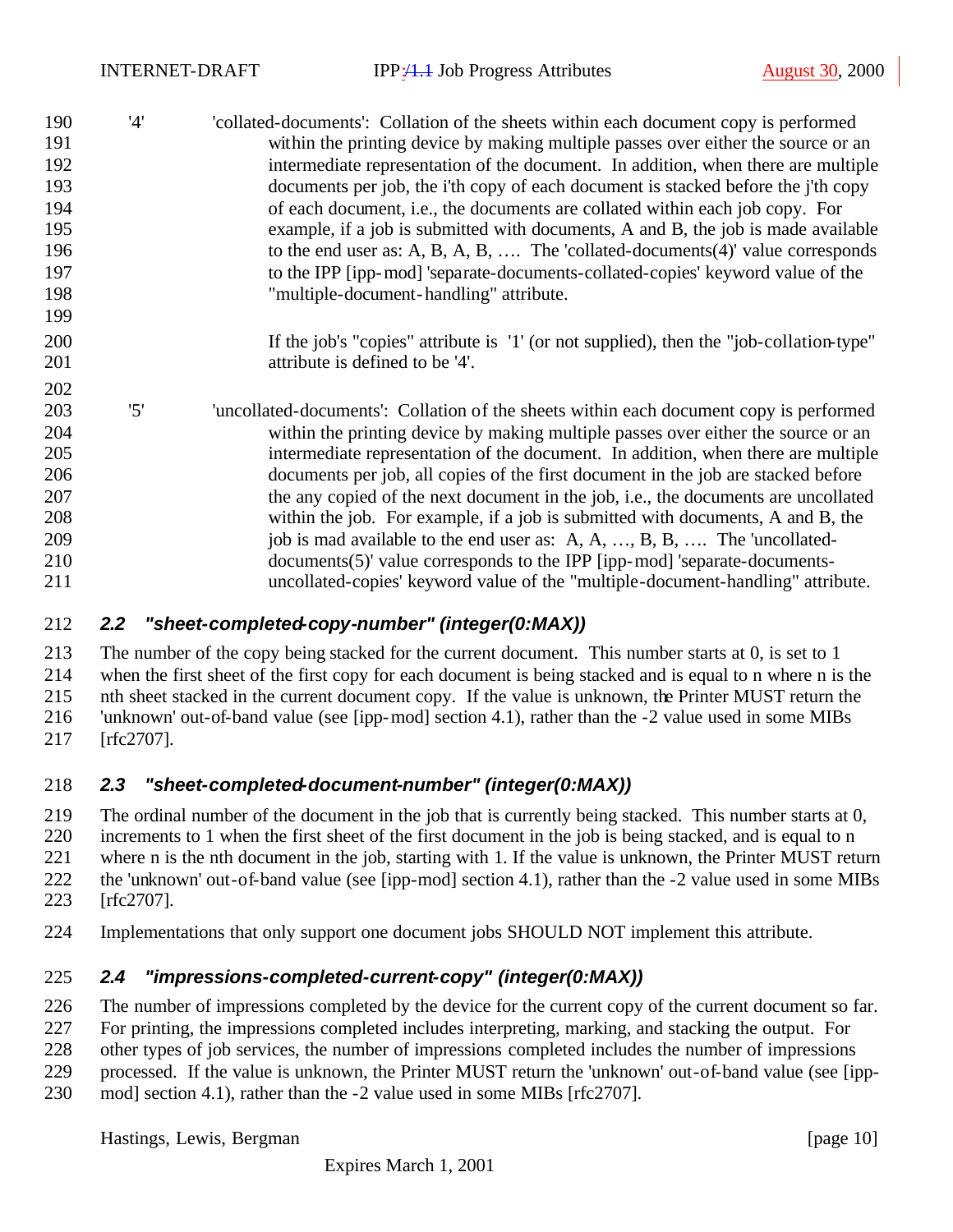'4' 'collated-documents': Collation of the sheets within each document copy is performed within the printing device by making multiple passes over either the source or an intermediate representation of the document. In addition, when there are multiple documents per job, the i'th copy of each document is stacked before the j'th copy of each document, i.e., the documents are collated within each job copy. For example, if a job is submitted with documents, A and B, the job is made available to the end user as: A, B, A, B, …. The 'collated-documents(4)' value corresponds to the IPP [ipp-mod] 'separate-documents-collated-copies' keyword value of the "multiple-document-handling" attribute.

If the job's "copies" attribute is '1' (or not supplied), then the "job-collation-type" attribute is defined to be '4'.

'5' 'uncollated-documents': Collation of the sheets within each document copy is performed within the printing device by making multiple passes over either the source or an intermediate representation of the document. In addition, when there are multiple documents per job, all copies of the first document in the job are stacked before the any copied of the next document in the job, i.e., the documents are uncollated within the job. For example, if a job is submitted with documents, A and B, the job is mad available to the end user as: A, A, …, B, B, …. The 'uncollated-documents(5)' value corresponds to the IPP [ipp-mod] 'separate-documents-uncollated-copies' keyword value of the "multiple-document-handling" attribute.

### 2.2 "sheet-completed-copy-number" (integer(0:MAX))

The number of the copy being stacked for the current document. This number starts at 0, is set to 1 when the first sheet of the first copy for each document is being stacked and is equal to n where n is the nth sheet stacked in the current document copy. If the value is unknown, the Printer MUST return the 'unknown' out-of-band value (see [ipp-mod] section 4.1), rather than the -2 value used in some MIBs [rfc2707].

### 2.3 "sheet-completed-document-number" (integer(0:MAX))

The ordinal number of the document in the job that is currently being stacked. This number starts at 0, increments to 1 when the first sheet of the first document in the job is being stacked, and is equal to n where n is the nth document in the job, starting with 1. If the value is unknown, the Printer MUST return the 'unknown' out-of-band value (see [ipp-mod] section 4.1), rather than the -2 value used in some MIBs [rfc2707].

Implementations that only support one document jobs SHOULD NOT implement this attribute.

### 2.4 "impressions-completed-current-copy" (integer(0:MAX))

The number of impressions completed by the device for the current copy of the current document so far. For printing, the impressions completed includes interpreting, marking, and stacking the output. For other types of job services, the number of impressions completed includes the number of impressions processed. If the value is unknown, the Printer MUST return the 'unknown' out-of-band value (see [ipp-mod] section 4.1), rather than the -2 value used in some MIBs [rfc2707].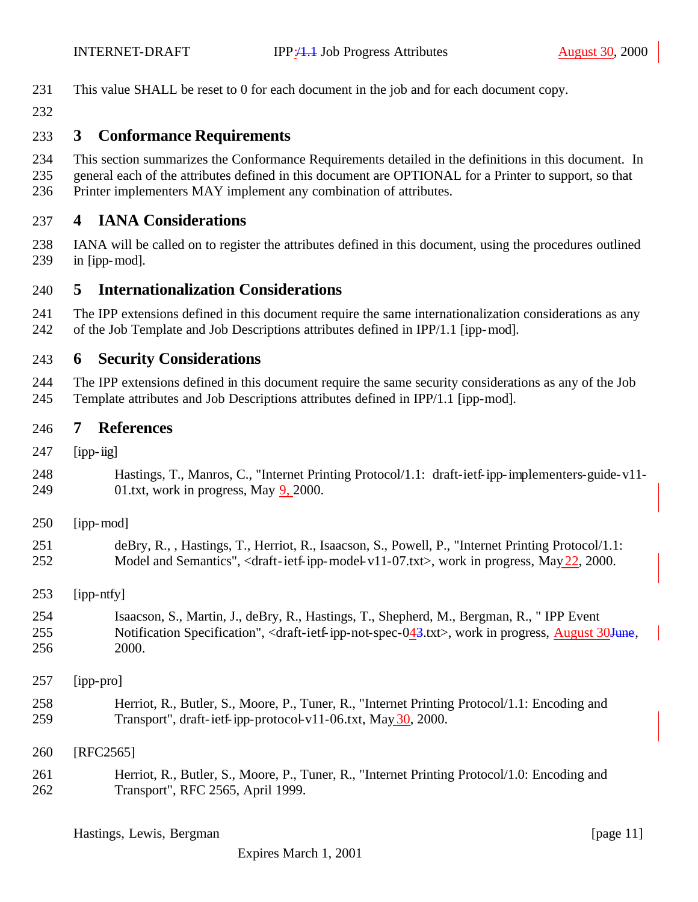This value SHALL be reset to 0 for each document in the job and for each document copy.

# 3 Conformance Requirements

This section summarizes the Conformance Requirements detailed in the definitions in this document. In general each of the attributes defined in this document are OPTIONAL for a Printer to support, so that Printer implementers MAY implement any combination of attributes.

# 4 IANA Considerations

IANA will be called on to register the attributes defined in this document, using the procedures outlined in [ipp-mod].

# 5 Internationalization Considerations

The IPP extensions defined in this document require the same internationalization considerations as any of the Job Template and Job Descriptions attributes defined in IPP/1.1 [ipp-mod].

# 6 Security Considerations

The IPP extensions defined in this document require the same security considerations as any of the Job Template attributes and Job Descriptions attributes defined in IPP/1.1 [ipp-mod].

# 7 References

[ipp-iig]

Hastings, T., Manros, C., "Internet Printing Protocol/1.1: draft-ietf-ipp-implementers-guide-v11-01.txt, work in progress, May 9, 2000.

[ipp-mod]

deBry, R., , Hastings, T., Herriot, R., Isaacson, S., Powell, P., "Internet Printing Protocol/1.1: Model and Semantics", <draft-ietf-ipp-model-v11-07.txt>, work in progress, May 22, 2000.

[ipp-ntfy]

Isaacson, S., Martin, J., deBry, R., Hastings, T., Shepherd, M., Bergman, R., " IPP Event Notification Specification", <draft-ietf-ipp-not-spec-043.txt>, work in progress, August 30June, 2000.

[ipp-pro]

Herriot, R., Butler, S., Moore, P., Tuner, R., "Internet Printing Protocol/1.1: Encoding and Transport", draft-ietf-ipp-protocol-v11-06.txt, May 30, 2000.

[RFC2565]

Herriot, R., Butler, S., Moore, P., Tuner, R., "Internet Printing Protocol/1.0: Encoding and Transport", RFC 2565, April 1999.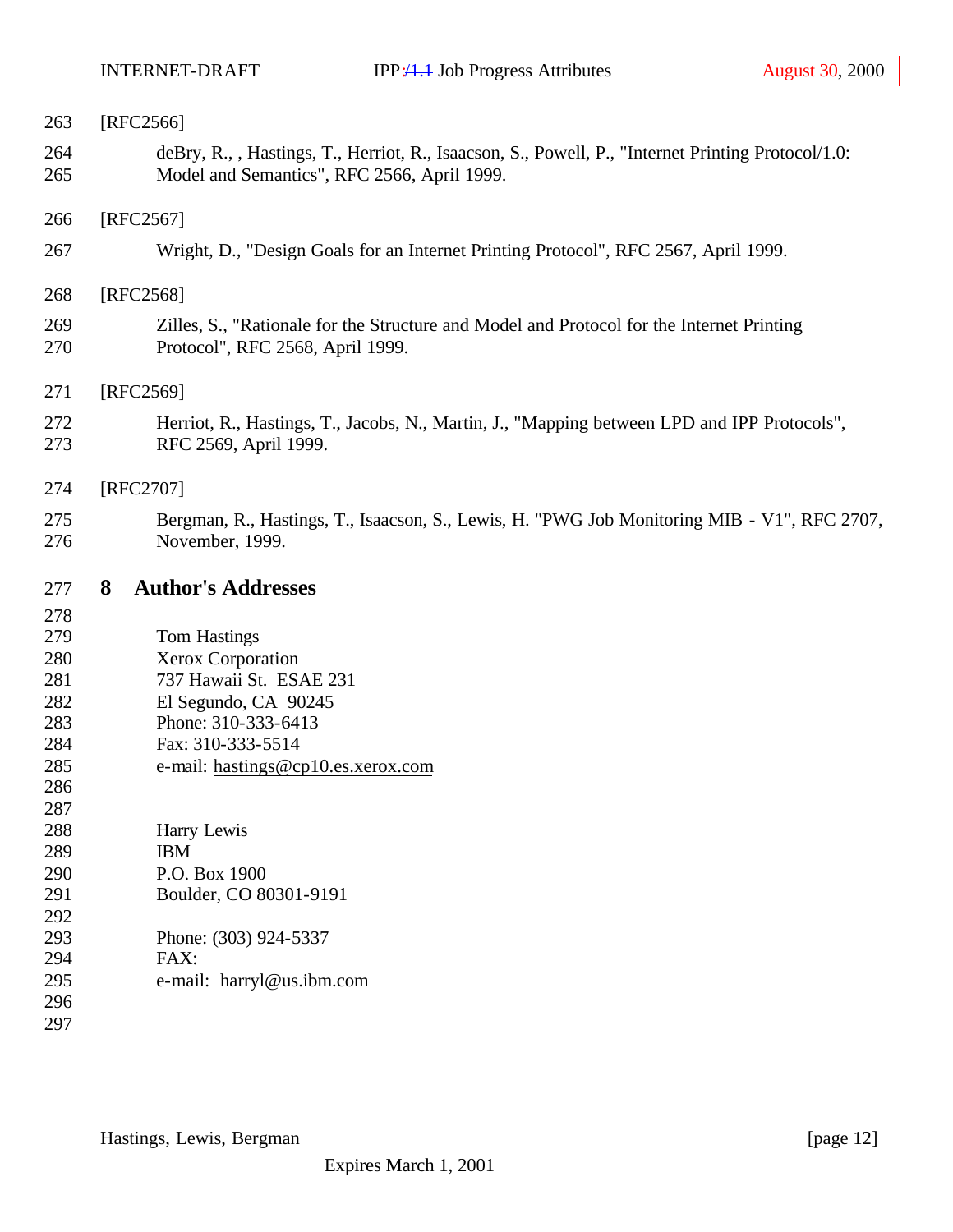[RFC2566]

deBry, R., , Hastings, T., Herriot, R., Isaacson, S., Powell, P., "Internet Printing Protocol/1.0: Model and Semantics", RFC 2566, April 1999.

[RFC2567]

Wright, D., "Design Goals for an Internet Printing Protocol", RFC 2567, April 1999.

[RFC2568]

Zilles, S., "Rationale for the Structure and Model and Protocol for the Internet Printing Protocol", RFC 2568, April 1999.

[RFC2569]

Herriot, R., Hastings, T., Jacobs, N., Martin, J., "Mapping between LPD and IPP Protocols", RFC 2569, April 1999.

[RFC2707]

Bergman, R., Hastings, T., Isaacson, S., Lewis, H. "PWG Job Monitoring MIB - V1", RFC 2707, November, 1999.

# 8 Author's Addresses

Tom Hastings
Xerox Corporation
737 Hawaii St.  ESAE 231
El Segundo, CA  90245
Phone: 310-333-6413
Fax: 310-333-5514
e-mail: hastings@cp10.es.xerox.com

Harry Lewis
IBM
P.O. Box 1900
Boulder, CO 80301-9191

Phone: (303) 924-5337
FAX:
e-mail:  harryl@us.ibm.com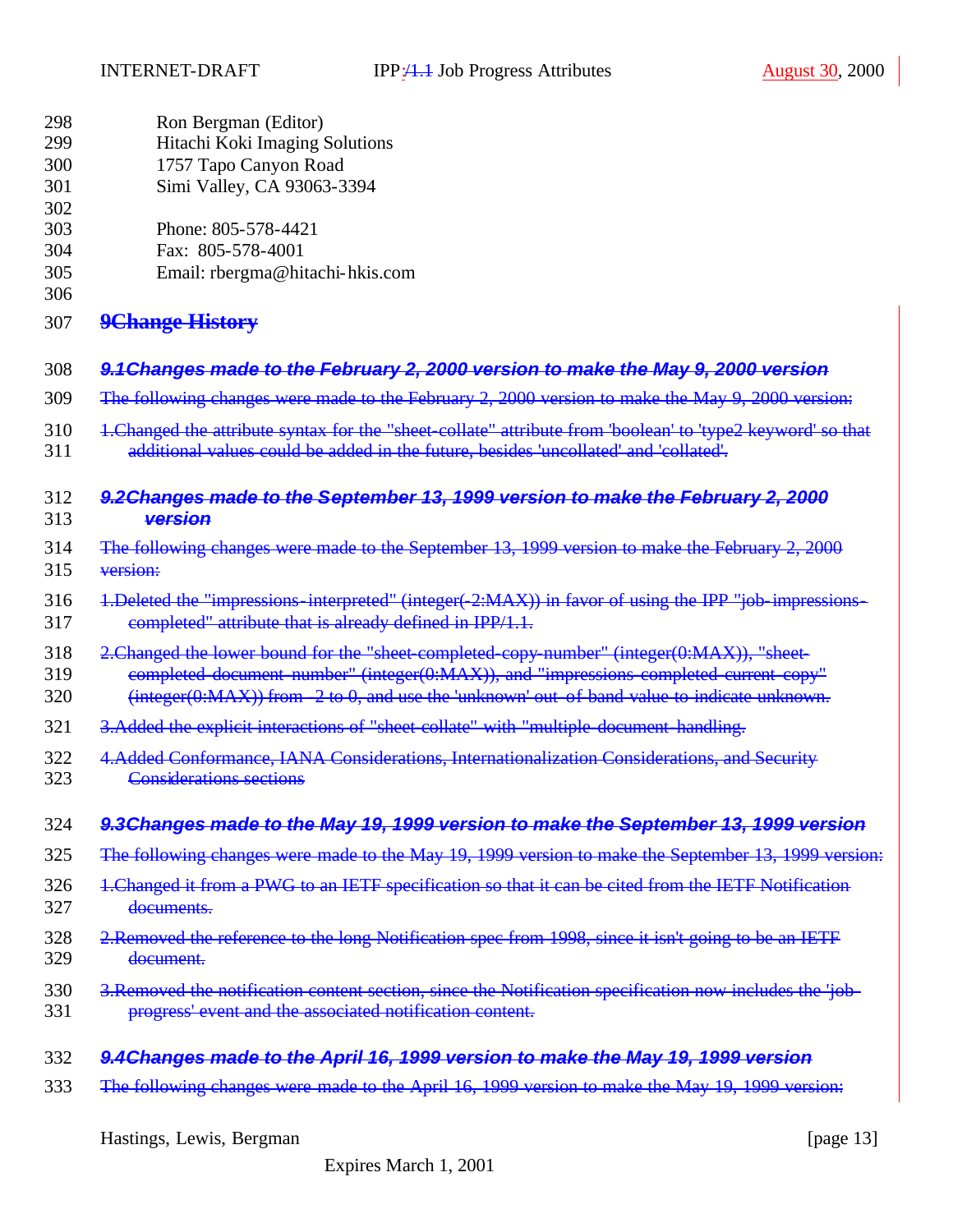Ron Bergman (Editor)
Hitachi Koki Imaging Solutions
1757 Tapo Canyon Road
Simi Valley, CA 93063-3394

Phone: 805-578-4421
Fax: 805-578-4001
Email: rbergma@hitachi-hkis.com

# ~~9 Change History~~

## ~~9.1 Changes made to the February 2, 2000 version to make the May 9, 2000 version~~

~~The following changes were made to the February 2, 2000 version to make the May 9, 2000 version:~~

1. ~~Changed the attribute syntax for the "sheet-collate" attribute from 'boolean' to 'type2 keyword' so that additional values could be added in the future, besides 'uncollated' and 'collated'.~~

## ~~9.2 Changes made to the September 13, 1999 version to make the February 2, 2000 version~~

~~The following changes were made to the September 13, 1999 version to make the February 2, 2000 version:~~

1. ~~Deleted the "impressions-interpreted" (integer(-2:MAX)) in favor of using the IPP "job-impressions-completed" attribute that is already defined in IPP/1.1.~~
2. ~~Changed the lower bound for the "sheet-completed-copy-number" (integer(0:MAX)), "sheet-completed-document-number" (integer(0:MAX)), and "impressions-completed-current-copy" (integer(0:MAX)) from -2 to 0, and use the 'unknown' out-of-band value to indicate unknown.~~
3. ~~Added the explicit interactions of "sheet-collate" with "multiple-document-handling.~~
4. ~~Added Conformance, IANA Considerations, Internationalization Considerations, and Security Considerations sections~~

## ~~9.3 Changes made to the May 19, 1999 version to make the September 13, 1999 version~~

~~The following changes were made to the May 19, 1999 version to make the September 13, 1999 version:~~

1. ~~Changed it from a PWG to an IETF specification so that it can be cited from the IETF Notification documents.~~
2. ~~Removed the reference to the long Notification spec from 1998, since it isn't going to be an IETF document.~~
3. ~~Removed the notification content section, since the Notification specification now includes the 'job-progress' event and the associated notification content.~~

## ~~9.4 Changes made to the April 16, 1999 version to make the May 19, 1999 version~~

~~The following changes were made to the April 16, 1999 version to make the May 19, 1999 version:~~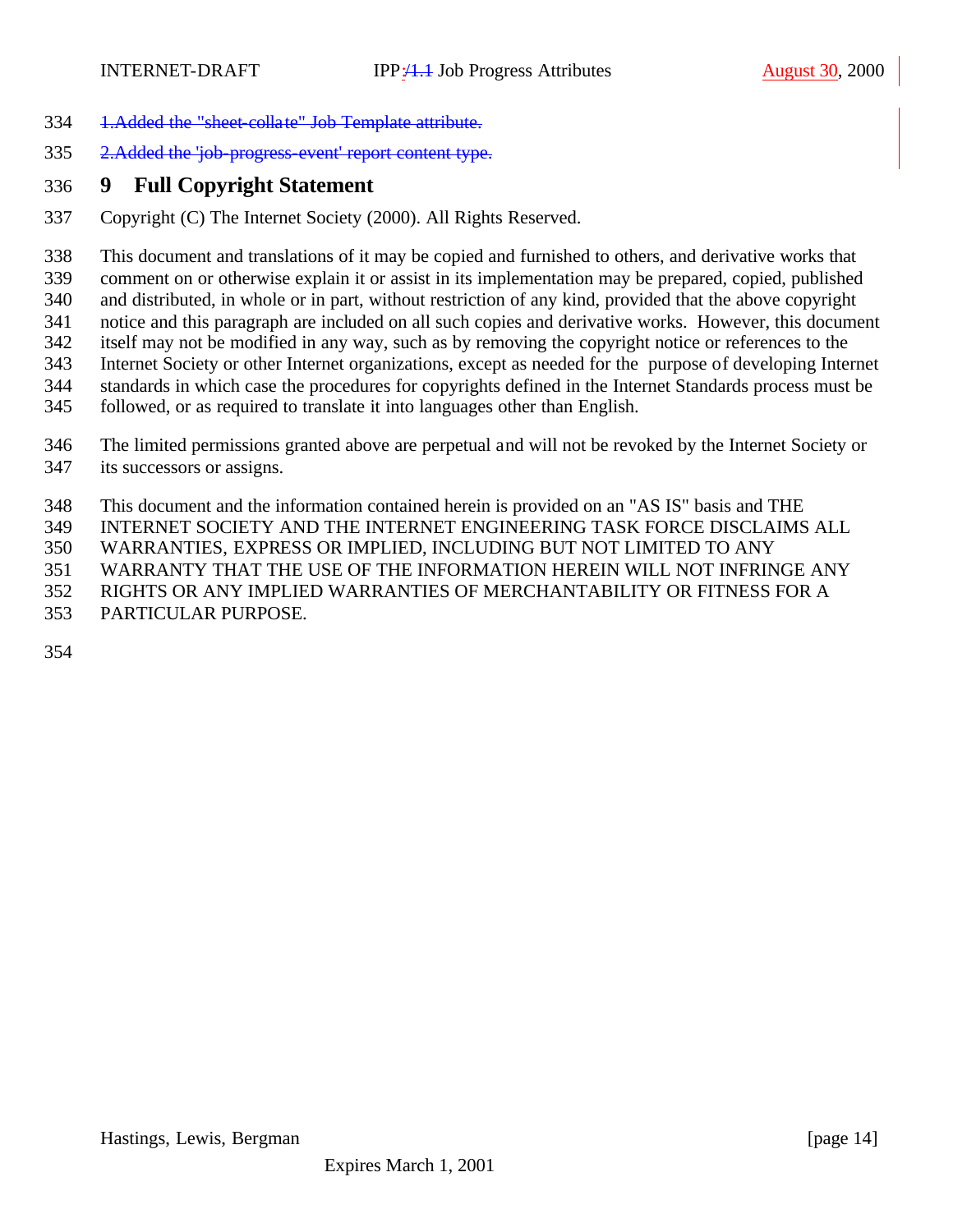1. Added the "sheet-collate" Job Template attribute.
2. Added the 'job-progress-event' report content type.

# 9 Full Copyright Statement

Copyright (C) The Internet Society (2000). All Rights Reserved.

This document and translations of it may be copied and furnished to others, and derivative works that comment on or otherwise explain it or assist in its implementation may be prepared, copied, published and distributed, in whole or in part, without restriction of any kind, provided that the above copyright notice and this paragraph are included on all such copies and derivative works. However, this document itself may not be modified in any way, such as by removing the copyright notice or references to the Internet Society or other Internet organizations, except as needed for the purpose of developing Internet standards in which case the procedures for copyrights defined in the Internet Standards process must be followed, or as required to translate it into languages other than English.

The limited permissions granted above are perpetual and will not be revoked by the Internet Society or its successors or assigns.

This document and the information contained herein is provided on an "AS IS" basis and THE INTERNET SOCIETY AND THE INTERNET ENGINEERING TASK FORCE DISCLAIMS ALL WARRANTIES, EXPRESS OR IMPLIED, INCLUDING BUT NOT LIMITED TO ANY WARRANTY THAT THE USE OF THE INFORMATION HEREIN WILL NOT INFRINGE ANY RIGHTS OR ANY IMPLIED WARRANTIES OF MERCHANTABILITY OR FITNESS FOR A PARTICULAR PURPOSE.

Expires March 1, 2001